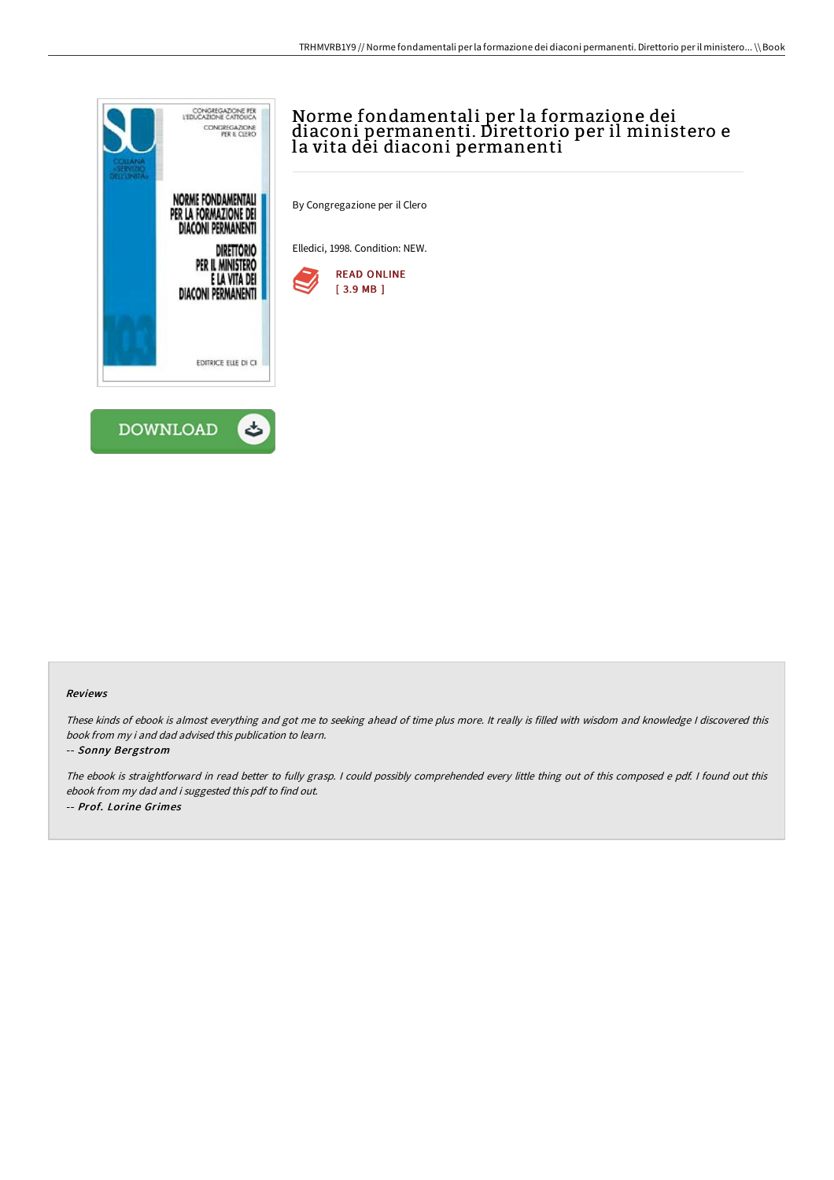# Norme fondamentali per la formazione dei diaconi permanenti. Direttorio per il ministero e la vita dei diaconi permanenti

By Congregazione per il Clero

Elledici, 1998. Condition: NEW.

READ ONLINE
[ 3.9 MB ]

DOWNLOAD

### Reviews

*These kinds of ebook is almost everything and got me to seeking ahead of time plus more. It really is filled with wisdom and knowledge I discovered this book from my i and dad advised this publication to learn.*

*-- Sonny Bergstrom*

*The ebook is straightforward in read better to fully grasp. I could possibly comprehended every little thing out of this composed e pdf. I found out this ebook from my dad and i suggested this pdf to find out.*

*-- Prof. Lorine Grimes*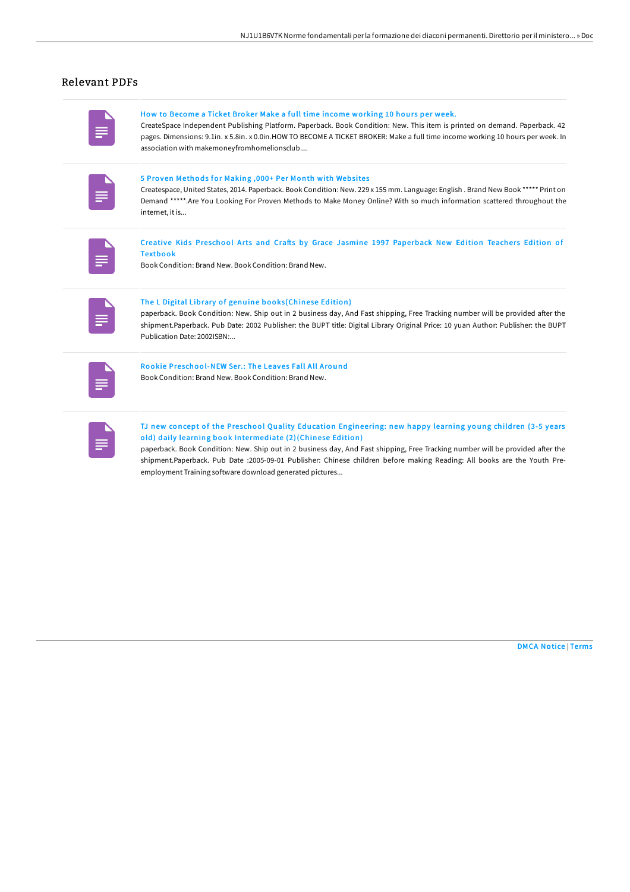## Relevant PDFs

How to Become a Ticket Broker Make a full time income working 10 hours per week.

CreateSpace Independent Publishing Platform. Paperback. Book Condition: New. This item is printed on demand. Paperback. 42 pages. Dimensions: 9.1in. x 5.8in. x 0.0in.HOW TO BECOME A TICKET BROKER: Make a full time income working 10 hours per week. In association with makemoneyfromhomelionsclub....

5 Proven Methods for Making ,000+ Per Month with Websites

Createspace, United States, 2014. Paperback. Book Condition: New. 229 x 155 mm. Language: English . Brand New Book ***** Print on Demand *****.Are You Looking For Proven Methods to Make Money Online? With so much information scattered throughout the internet, it is...

Creative Kids Preschool Arts and Crafts by Grace Jasmine 1997 Paperback New Edition Teachers Edition of Textbook

Book Condition: Brand New. Book Condition: Brand New.

The L Digital Library of genuine books(Chinese Edition)

paperback. Book Condition: New. Ship out in 2 business day, And Fast shipping, Free Tracking number will be provided after the shipment.Paperback. Pub Date: 2002 Publisher: the BUPT title: Digital Library Original Price: 10 yuan Author: Publisher: the BUPT Publication Date: 2002ISBN:...

Rookie Preschool-NEW Ser.: The Leaves Fall All Around

Book Condition: Brand New. Book Condition: Brand New.

TJ new concept of the Preschool Quality Education Engineering: new happy learning young children (3-5 years old) daily learning book Intermediate (2)(Chinese Edition)

paperback. Book Condition: New. Ship out in 2 business day, And Fast shipping, Free Tracking number will be provided after the shipment.Paperback. Pub Date :2005-09-01 Publisher: Chinese children before making Reading: All books are the Youth Pre-employment Training software download generated pictures...

DMCA Notice | Terms